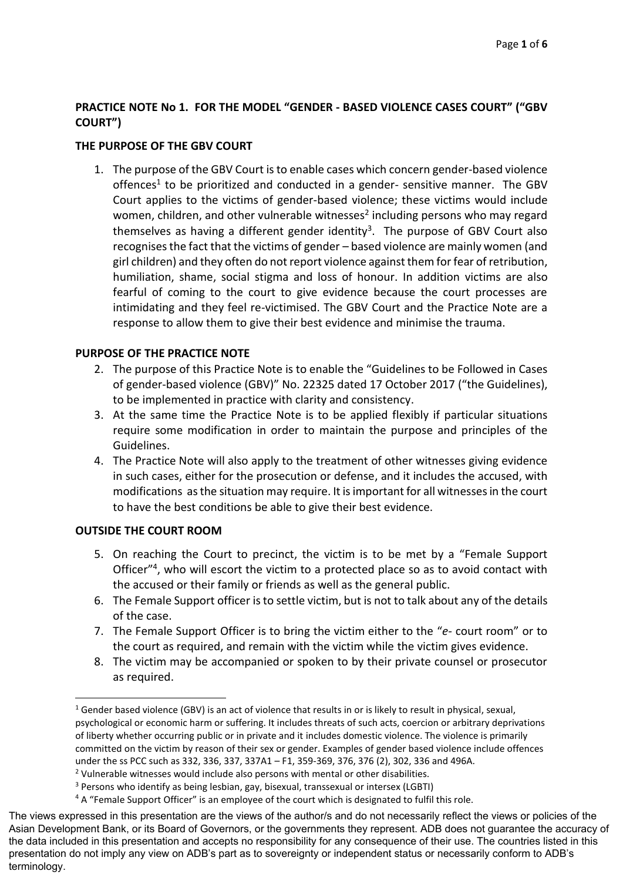**PRACTICE NOTE No 1. FOR THE MODEL "GENDER - BASED VIOLENCE CASES COURT" ("GBV COURT")**

**THE PURPOSE OF THE GBV COURT**

1. The purpose of the GBV Court is to enable cases which concern gender-based violence offences[1] to be prioritized and conducted in a gender- sensitive manner. The GBV Court applies to the victims of gender-based violence; these victims would include women, children, and other vulnerable witnesses[2] including persons who may regard themselves as having a different gender identity[3]. The purpose of GBV Court also recognises the fact that the victims of gender – based violence are mainly women (and girl children) and they often do not report violence against them for fear of retribution, humiliation, shame, social stigma and loss of honour. In addition victims are also fearful of coming to the court to give evidence because the court processes are intimidating and they feel re-victimised. The GBV Court and the Practice Note are a response to allow them to give their best evidence and minimise the trauma.

**PURPOSE OF THE PRACTICE NOTE**

2. The purpose of this Practice Note is to enable the "Guidelines to be Followed in Cases of gender-based violence (GBV)" No. 22325 dated 17 October 2017 ("the Guidelines), to be implemented in practice with clarity and consistency.
3. At the same time the Practice Note is to be applied flexibly if particular situations require some modification in order to maintain the purpose and principles of the Guidelines.
4. The Practice Note will also apply to the treatment of other witnesses giving evidence in such cases, either for the prosecution or defense, and it includes the accused, with modifications as the situation may require. It is important for all witnesses in the court to have the best conditions be able to give their best evidence.

**OUTSIDE THE COURT ROOM**

5. On reaching the Court to precinct, the victim is to be met by a "Female Support Officer"[4], who will escort the victim to a protected place so as to avoid contact with the accused or their family or friends as well as the general public.
6. The Female Support officer is to settle victim, but is not to talk about any of the details of the case.
7. The Female Support Officer is to bring the victim either to the "*e*- court room" or to the court as required, and remain with the victim while the victim gives evidence.
8. The victim may be accompanied or spoken to by their private counsel or prosecutor as required.

---

[1] Gender based violence (GBV) is an act of violence that results in or is likely to result in physical, sexual, psychological or economic harm or suffering. It includes threats of such acts, coercion or arbitrary deprivations of liberty whether occurring public or in private and it includes domestic violence. The violence is primarily committed on the victim by reason of their sex or gender. Examples of gender based violence include offences under the ss PCC such as 332, 336, 337, 337A1 – F1, 359-369, 376, 376 (2), 302, 336 and 496A.

[2] Vulnerable witnesses would include also persons with mental or other disabilities.

[3] Persons who identify as being lesbian, gay, bisexual, transsexual or intersex (LGBTI)

[4] A "Female Support Officer" is an employee of the court which is designated to fulfil this role.

The views expressed in this presentation are the views of the author/s and do not necessarily reflect the views or policies of the Asian Development Bank, or its Board of Governors, or the governments they represent. ADB does not guarantee the accuracy of the data included in this presentation and accepts no responsibility for any consequence of their use. The countries listed in this presentation do not imply any view on ADB's part as to sovereignty or independent status or necessarily conform to ADB's terminology.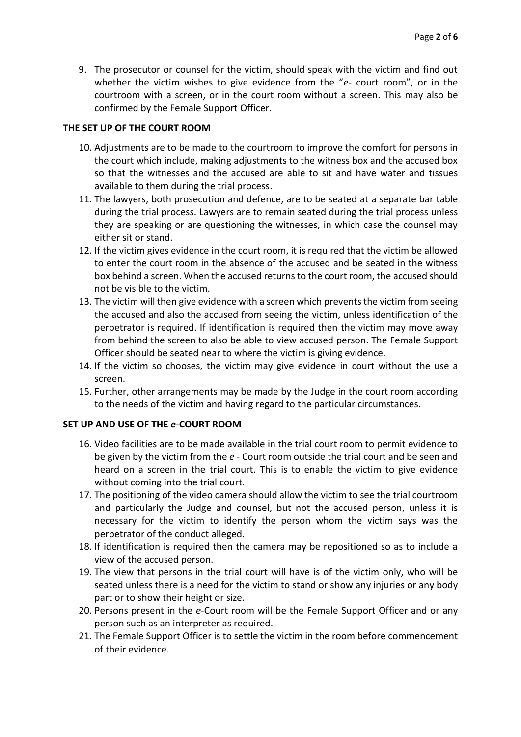9. The prosecutor or counsel for the victim, should speak with the victim and find out whether the victim wishes to give evidence from the "*e*- court room", or in the courtroom with a screen, or in the court room without a screen. This may also be confirmed by the Female Support Officer.

**THE SET UP OF THE COURT ROOM**

10. Adjustments are to be made to the courtroom to improve the comfort for persons in the court which include, making adjustments to the witness box and the accused box so that the witnesses and the accused are able to sit and have water and tissues available to them during the trial process.
11. The lawyers, both prosecution and defence, are to be seated at a separate bar table during the trial process. Lawyers are to remain seated during the trial process unless they are speaking or are questioning the witnesses, in which case the counsel may either sit or stand.
12. If the victim gives evidence in the court room, it is required that the victim be allowed to enter the court room in the absence of the accused and be seated in the witness box behind a screen. When the accused returns to the court room, the accused should not be visible to the victim.
13. The victim will then give evidence with a screen which prevents the victim from seeing the accused and also the accused from seeing the victim, unless identification of the perpetrator is required. If identification is required then the victim may move away from behind the screen to also be able to view accused person. The Female Support Officer should be seated near to where the victim is giving evidence.
14. If the victim so chooses, the victim may give evidence in court without the use a screen.
15. Further, other arrangements may be made by the Judge in the court room according to the needs of the victim and having regard to the particular circumstances.

**SET UP AND USE OF THE *e*-COURT ROOM**

16. Video facilities are to be made available in the trial court room to permit evidence to be given by the victim from the *e* - Court room outside the trial court and be seen and heard on a screen in the trial court. This is to enable the victim to give evidence without coming into the trial court.
17. The positioning of the video camera should allow the victim to see the trial courtroom and particularly the Judge and counsel, but not the accused person, unless it is necessary for the victim to identify the person whom the victim says was the perpetrator of the conduct alleged.
18. If identification is required then the camera may be repositioned so as to include a view of the accused person.
19. The view that persons in the trial court will have is of the victim only, who will be seated unless there is a need for the victim to stand or show any injuries or any body part or to show their height or size.
20. Persons present in the *e*-Court room will be the Female Support Officer and or any person such as an interpreter as required.
21. The Female Support Officer is to settle the victim in the room before commencement of their evidence.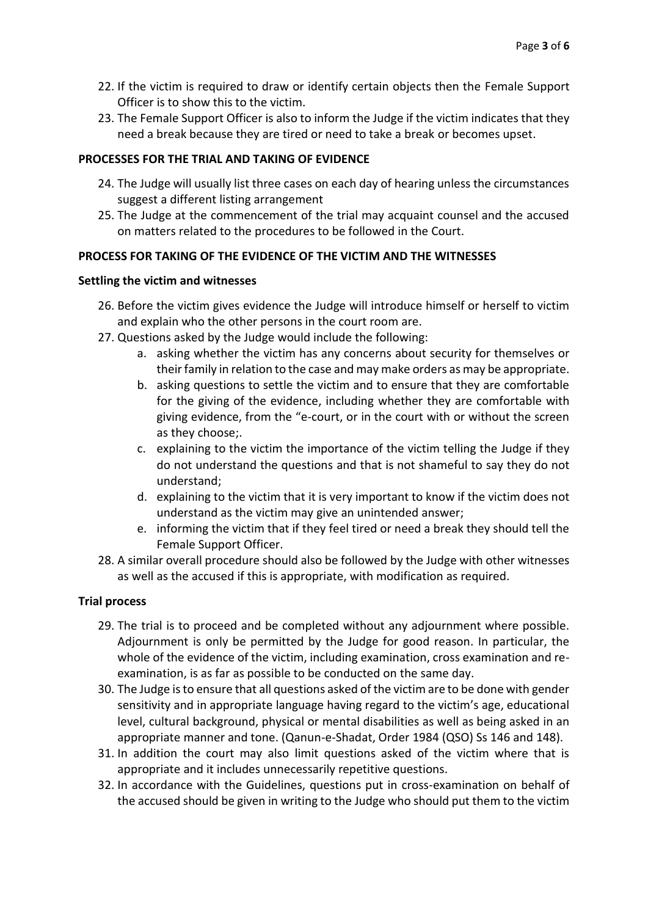22. If the victim is required to draw or identify certain objects then the Female Support Officer is to show this to the victim.
23. The Female Support Officer is also to inform the Judge if the victim indicates that they need a break because they are tired or need to take a break or becomes upset.

**PROCESSES FOR THE TRIAL AND TAKING OF EVIDENCE**

24. The Judge will usually list three cases on each day of hearing unless the circumstances suggest a different listing arrangement
25. The Judge at the commencement of the trial may acquaint counsel and the accused on matters related to the procedures to be followed in the Court.

**PROCESS FOR TAKING OF THE EVIDENCE OF THE VICTIM AND THE WITNESSES**

**Settling the victim and witnesses**

26. Before the victim gives evidence the Judge will introduce himself or herself to victim and explain who the other persons in the court room are.
27. Questions asked by the Judge would include the following:
    a. asking whether the victim has any concerns about security for themselves or their family in relation to the case and may make orders as may be appropriate.
    b. asking questions to settle the victim and to ensure that they are comfortable for the giving of the evidence, including whether they are comfortable with giving evidence, from the "e-court, or in the court with or without the screen as they choose;.
    c. explaining to the victim the importance of the victim telling the Judge if they do not understand the questions and that is not shameful to say they do not understand;
    d. explaining to the victim that it is very important to know if the victim does not understand as the victim may give an unintended answer;
    e. informing the victim that if they feel tired or need a break they should tell the Female Support Officer.
28. A similar overall procedure should also be followed by the Judge with other witnesses as well as the accused if this is appropriate, with modification as required.

**Trial process**

29. The trial is to proceed and be completed without any adjournment where possible. Adjournment is only be permitted by the Judge for good reason. In particular, the whole of the evidence of the victim, including examination, cross examination and re-examination, is as far as possible to be conducted on the same day.
30. The Judge is to ensure that all questions asked of the victim are to be done with gender sensitivity and in appropriate language having regard to the victim's age, educational level, cultural background, physical or mental disabilities as well as being asked in an appropriate manner and tone. (Qanun-e-Shadat, Order 1984 (QSO) Ss 146 and 148).
31. In addition the court may also limit questions asked of the victim where that is appropriate and it includes unnecessarily repetitive questions.
32. In accordance with the Guidelines, questions put in cross-examination on behalf of the accused should be given in writing to the Judge who should put them to the victim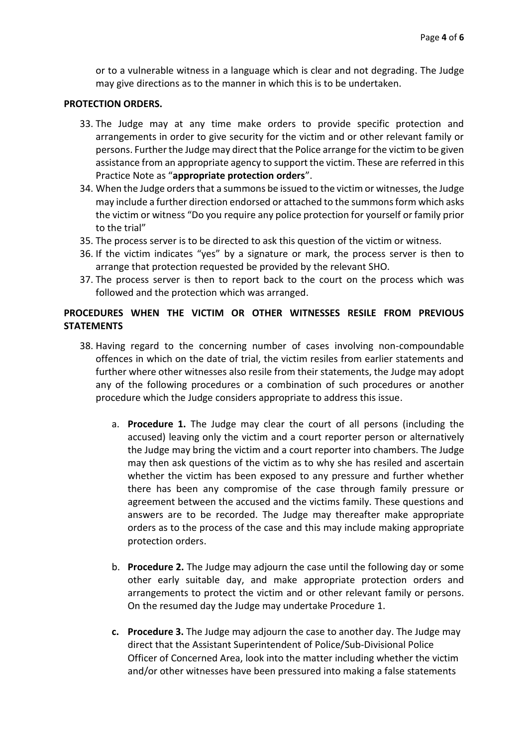or to a vulnerable witness in a language which is clear and not degrading. The Judge may give directions as to the manner in which this is to be undertaken.

**PROTECTION ORDERS.**

33. The Judge may at any time make orders to provide specific protection and arrangements in order to give security for the victim and or other relevant family or persons. Further the Judge may direct that the Police arrange for the victim to be given assistance from an appropriate agency to support the victim. These are referred in this Practice Note as "**appropriate protection orders**".
34. When the Judge orders that a summons be issued to the victim or witnesses, the Judge may include a further direction endorsed or attached to the summons form which asks the victim or witness "Do you require any police protection for yourself or family prior to the trial"
35. The process server is to be directed to ask this question of the victim or witness.
36. If the victim indicates "yes" by a signature or mark, the process server is then to arrange that protection requested be provided by the relevant SHO.
37. The process server is then to report back to the court on the process which was followed and the protection which was arranged.

**PROCEDURES WHEN THE VICTIM OR OTHER WITNESSES RESILE FROM PREVIOUS STATEMENTS**

38. Having regard to the concerning number of cases involving non-compoundable offences in which on the date of trial, the victim resiles from earlier statements and further where other witnesses also resile from their statements, the Judge may adopt any of the following procedures or a combination of such procedures or another procedure which the Judge considers appropriate to address this issue.

    a. **Procedure 1.** The Judge may clear the court of all persons (including the accused) leaving only the victim and a court reporter person or alternatively the Judge may bring the victim and a court reporter into chambers. The Judge may then ask questions of the victim as to why she has resiled and ascertain whether the victim has been exposed to any pressure and further whether there has been any compromise of the case through family pressure or agreement between the accused and the victims family. These questions and answers are to be recorded. The Judge may thereafter make appropriate orders as to the process of the case and this may include making appropriate protection orders.

    b. **Procedure 2.** The Judge may adjourn the case until the following day or some other early suitable day, and make appropriate protection orders and arrangements to protect the victim and or other relevant family or persons. On the resumed day the Judge may undertake Procedure 1.

    **c. Procedure 3.** The Judge may adjourn the case to another day. The Judge may direct that the Assistant Superintendent of Police/Sub-Divisional Police Officer of Concerned Area, look into the matter including whether the victim and/or other witnesses have been pressured into making a false statements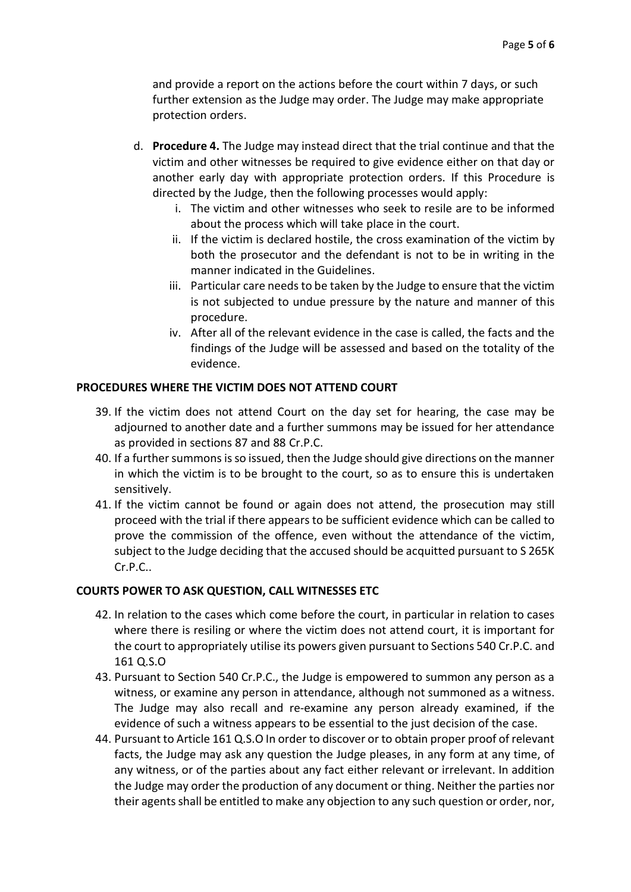and provide a report on the actions before the court within 7 days, or such further extension as the Judge may order. The Judge may make appropriate protection orders.

d. **Procedure 4.** The Judge may instead direct that the trial continue and that the victim and other witnesses be required to give evidence either on that day or another early day with appropriate protection orders. If this Procedure is directed by the Judge, then the following processes would apply:
   i. The victim and other witnesses who seek to resile are to be informed about the process which will take place in the court.
   ii. If the victim is declared hostile, the cross examination of the victim by both the prosecutor and the defendant is not to be in writing in the manner indicated in the Guidelines.
   iii. Particular care needs to be taken by the Judge to ensure that the victim is not subjected to undue pressure by the nature and manner of this procedure.
   iv. After all of the relevant evidence in the case is called, the facts and the findings of the Judge will be assessed and based on the totality of the evidence.

**PROCEDURES WHERE THE VICTIM DOES NOT ATTEND COURT**

39. If the victim does not attend Court on the day set for hearing, the case may be adjourned to another date and a further summons may be issued for her attendance as provided in sections 87 and 88 Cr.P.C.
40. If a further summons is so issued, then the Judge should give directions on the manner in which the victim is to be brought to the court, so as to ensure this is undertaken sensitively.
41. If the victim cannot be found or again does not attend, the prosecution may still proceed with the trial if there appears to be sufficient evidence which can be called to prove the commission of the offence, even without the attendance of the victim, subject to the Judge deciding that the accused should be acquitted pursuant to S 265K Cr.P.C..

**COURTS POWER TO ASK QUESTION, CALL WITNESSES ETC**

42. In relation to the cases which come before the court, in particular in relation to cases where there is resiling or where the victim does not attend court, it is important for the court to appropriately utilise its powers given pursuant to Sections 540 Cr.P.C. and 161 Q.S.O
43. Pursuant to Section 540 Cr.P.C., the Judge is empowered to summon any person as a witness, or examine any person in attendance, although not summoned as a witness. The Judge may also recall and re-examine any person already examined, if the evidence of such a witness appears to be essential to the just decision of the case.
44. Pursuant to Article 161 Q.S.O In order to discover or to obtain proper proof of relevant facts, the Judge may ask any question the Judge pleases, in any form at any time, of any witness, or of the parties about any fact either relevant or irrelevant. In addition the Judge may order the production of any document or thing. Neither the parties nor their agents shall be entitled to make any objection to any such question or order, nor,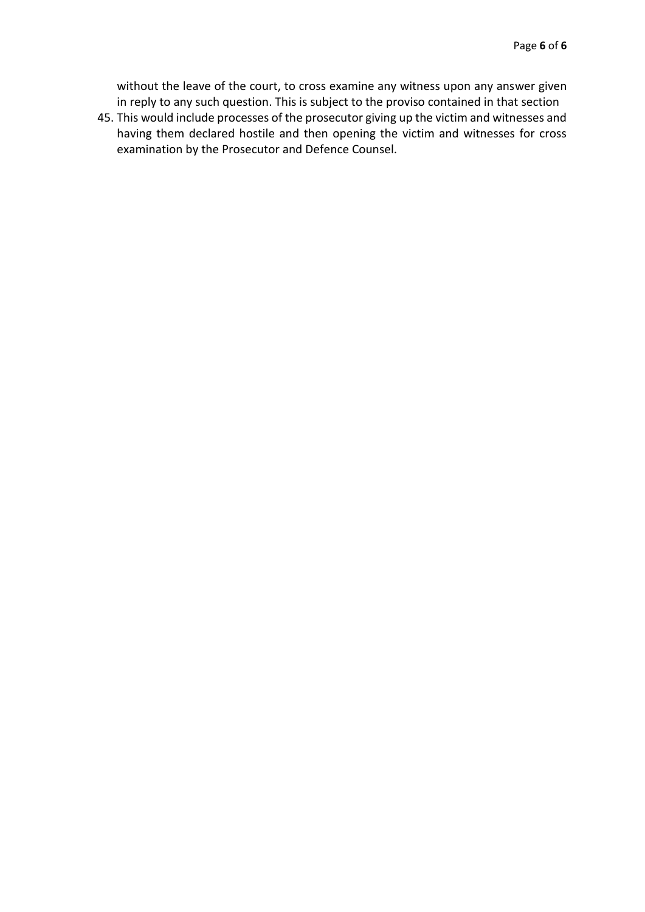without the leave of the court, to cross examine any witness upon any answer given in reply to any such question. This is subject to the proviso contained in that section

45. This would include processes of the prosecutor giving up the victim and witnesses and having them declared hostile and then opening the victim and witnesses for cross examination by the Prosecutor and Defence Counsel.